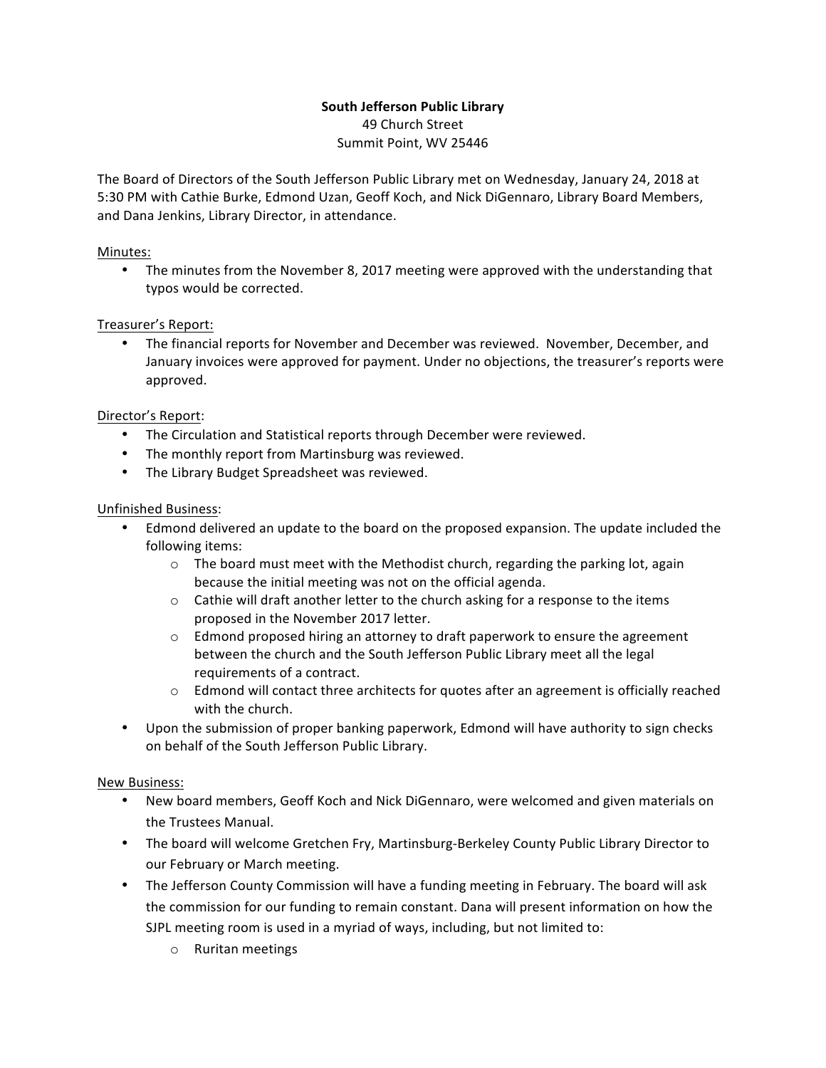**South Jefferson Public Library**
49 Church Street
Summit Point, WV 25446

The Board of Directors of the South Jefferson Public Library met on Wednesday, January 24, 2018 at 5:30 PM with Cathie Burke, Edmond Uzan, Geoff Koch, and Nick DiGennaro, Library Board Members, and Dana Jenkins, Library Director, in attendance.

Minutes:

- The minutes from the November 8, 2017 meeting were approved with the understanding that typos would be corrected.

Treasurer's Report:

- The financial reports for November and December was reviewed. November, December, and January invoices were approved for payment. Under no objections, the treasurer's reports were approved.

Director's Report:

- The Circulation and Statistical reports through December were reviewed.
- The monthly report from Martinsburg was reviewed.
- The Library Budget Spreadsheet was reviewed.

Unfinished Business:

- Edmond delivered an update to the board on the proposed expansion. The update included the following items:
  - The board must meet with the Methodist church, regarding the parking lot, again because the initial meeting was not on the official agenda.
  - Cathie will draft another letter to the church asking for a response to the items proposed in the November 2017 letter.
  - Edmond proposed hiring an attorney to draft paperwork to ensure the agreement between the church and the South Jefferson Public Library meet all the legal requirements of a contract.
  - Edmond will contact three architects for quotes after an agreement is officially reached with the church.
- Upon the submission of proper banking paperwork, Edmond will have authority to sign checks on behalf of the South Jefferson Public Library.

New Business:

- New board members, Geoff Koch and Nick DiGennaro, were welcomed and given materials on the Trustees Manual.
- The board will welcome Gretchen Fry, Martinsburg-Berkeley County Public Library Director to our February or March meeting.
- The Jefferson County Commission will have a funding meeting in February. The board will ask the commission for our funding to remain constant. Dana will present information on how the SJPL meeting room is used in a myriad of ways, including, but not limited to:
  - Ruritan meetings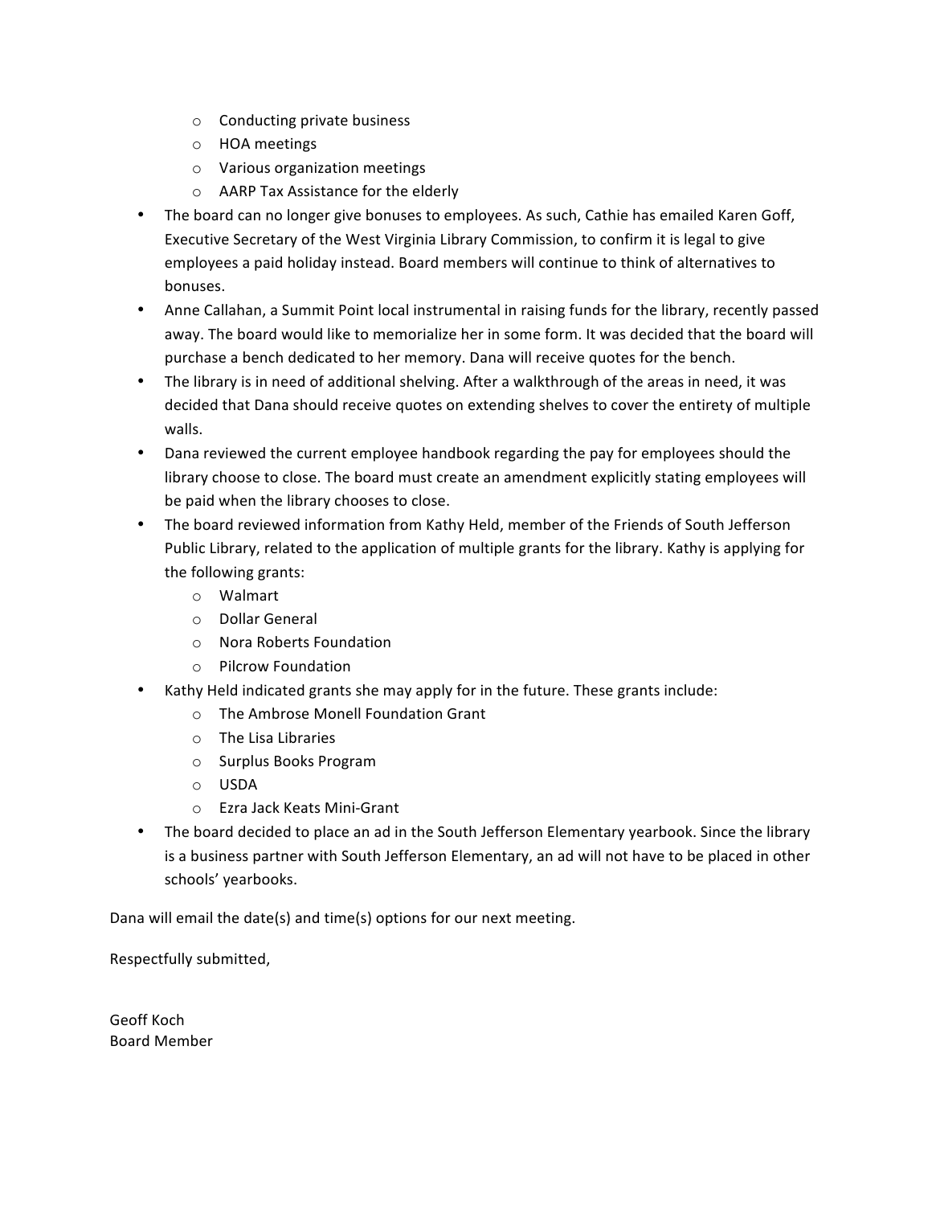- Conducting private business
  - HOA meetings
  - Various organization meetings
  - AARP Tax Assistance for the elderly
- The board can no longer give bonuses to employees. As such, Cathie has emailed Karen Goff, Executive Secretary of the West Virginia Library Commission, to confirm it is legal to give employees a paid holiday instead. Board members will continue to think of alternatives to bonuses.
- Anne Callahan, a Summit Point local instrumental in raising funds for the library, recently passed away. The board would like to memorialize her in some form. It was decided that the board will purchase a bench dedicated to her memory. Dana will receive quotes for the bench.
- The library is in need of additional shelving. After a walkthrough of the areas in need, it was decided that Dana should receive quotes on extending shelves to cover the entirety of multiple walls.
- Dana reviewed the current employee handbook regarding the pay for employees should the library choose to close. The board must create an amendment explicitly stating employees will be paid when the library chooses to close.
- The board reviewed information from Kathy Held, member of the Friends of South Jefferson Public Library, related to the application of multiple grants for the library. Kathy is applying for the following grants:
  - Walmart
  - Dollar General
  - Nora Roberts Foundation
  - Pilcrow Foundation
- Kathy Held indicated grants she may apply for in the future. These grants include:
  - The Ambrose Monell Foundation Grant
  - The Lisa Libraries
  - Surplus Books Program
  - USDA
  - Ezra Jack Keats Mini-Grant
- The board decided to place an ad in the South Jefferson Elementary yearbook. Since the library is a business partner with South Jefferson Elementary, an ad will not have to be placed in other schools' yearbooks.

Dana will email the date(s) and time(s) options for our next meeting.

Respectfully submitted,

Geoff Koch
Board Member